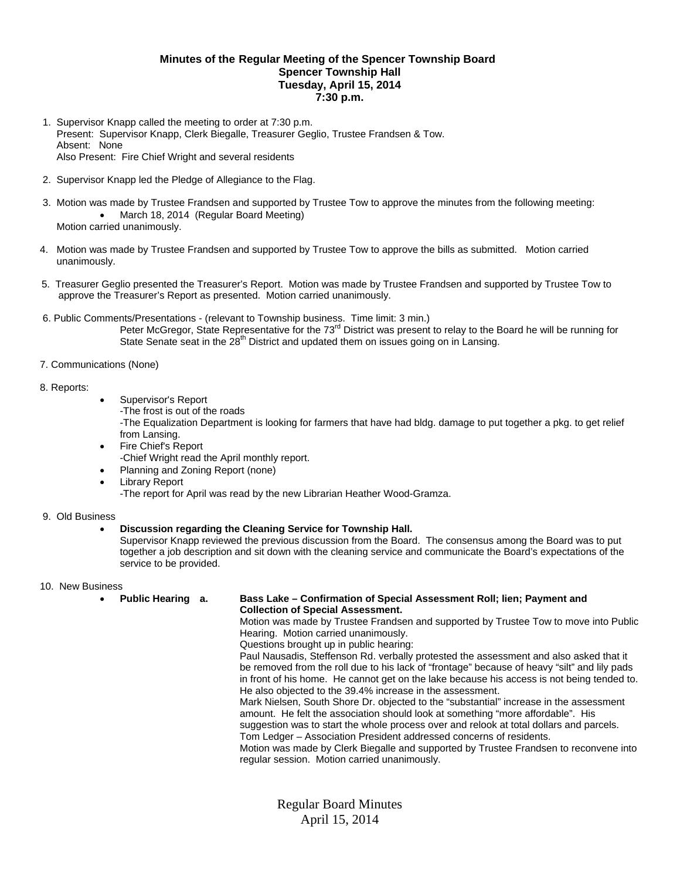**Minutes of the Regular Meeting of the Spencer Township Board**
**Spencer Township Hall**
**Tuesday, April 15, 2014**
**7:30 p.m.**

1. Supervisor Knapp called the meeting to order at 7:30 p.m.
   Present: Supervisor Knapp, Clerk Biegalle, Treasurer Geglio, Trustee Frandsen & Tow.
   Absent: None
   Also Present: Fire Chief Wright and several residents

2. Supervisor Knapp led the Pledge of Allegiance to the Flag.

3. Motion was made by Trustee Frandsen and supported by Trustee Tow to approve the minutes from the following meeting:
   - March 18, 2014 (Regular Board Meeting)

   Motion carried unanimously.

4. Motion was made by Trustee Frandsen and supported by Trustee Tow to approve the bills as submitted. Motion carried unanimously.

5. Treasurer Geglio presented the Treasurer's Report. Motion was made by Trustee Frandsen and supported by Trustee Tow to approve the Treasurer's Report as presented. Motion carried unanimously.

6. Public Comments/Presentations - (relevant to Township business. Time limit: 3 min.)
   Peter McGregor, State Representative for the 73rd District was present to relay to the Board he will be running for State Senate seat in the 28th District and updated them on issues going on in Lansing.

7. Communications (None)

8. Reports:
   - Supervisor's Report
     -The frost is out of the roads
     -The Equalization Department is looking for farmers that have had bldg. damage to put together a pkg. to get relief from Lansing.
   - Fire Chief's Report
     -Chief Wright read the April monthly report.
   - Planning and Zoning Report (none)
   - Library Report
     -The report for April was read by the new Librarian Heather Wood-Gramza.

9. Old Business
   - **Discussion regarding the Cleaning Service for Township Hall.**
     Supervisor Knapp reviewed the previous discussion from the Board. The consensus among the Board was to put together a job description and sit down with the cleaning service and communicate the Board's expectations of the service to be provided.

10. New Business
    - **Public Hearing a. Bass Lake – Confirmation of Special Assessment Roll; lien; Payment and Collection of Special Assessment.**
      Motion was made by Trustee Frandsen and supported by Trustee Tow to move into Public Hearing. Motion carried unanimously.
      Questions brought up in public hearing:
      Paul Nausadis, Steffenson Rd. verbally protested the assessment and also asked that it be removed from the roll due to his lack of "frontage" because of heavy "silt" and lily pads in front of his home. He cannot get on the lake because his access is not being tended to. He also objected to the 39.4% increase in the assessment.
      Mark Nielsen, South Shore Dr. objected to the "substantial" increase in the assessment amount. He felt the association should look at something "more affordable". His suggestion was to start the whole process over and relook at total dollars and parcels.
      Tom Ledger – Association President addressed concerns of residents.
      Motion was made by Clerk Biegalle and supported by Trustee Frandsen to reconvene into regular session. Motion carried unanimously.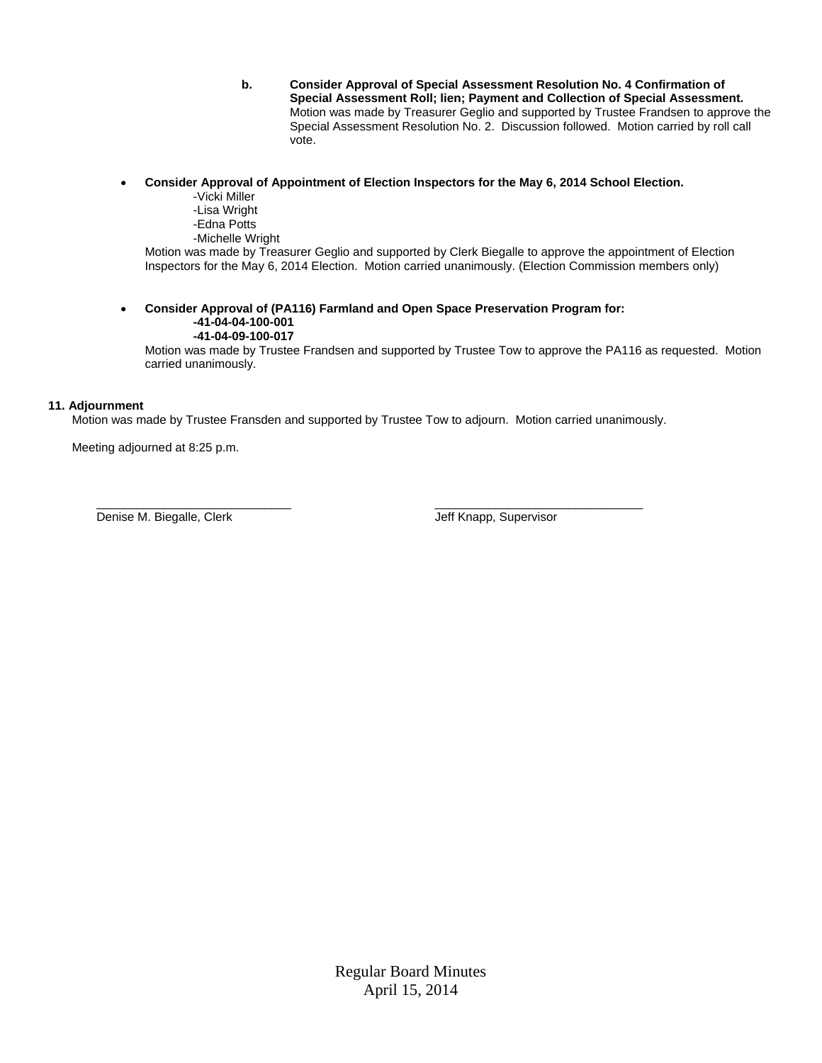**b. Consider Approval of Special Assessment Resolution No. 4 Confirmation of Special Assessment Roll; lien; Payment and Collection of Special Assessment.**
Motion was made by Treasurer Geglio and supported by Trustee Frandsen to approve the Special Assessment Resolution No. 2. Discussion followed. Motion carried by roll call vote.

- **Consider Approval of Appointment of Election Inspectors for the May 6, 2014 School Election.**
  - -Vicki Miller
  - -Lisa Wright
  - -Edna Potts
  - -Michelle Wright

  Motion was made by Treasurer Geglio and supported by Clerk Biegalle to approve the appointment of Election Inspectors for the May 6, 2014 Election. Motion carried unanimously. (Election Commission members only)

- **Consider Approval of (PA116) Farmland and Open Space Preservation Program for:**
  - **-41-04-04-100-001**
  - **-41-04-09-100-017**

  Motion was made by Trustee Frandsen and supported by Trustee Tow to approve the PA116 as requested. Motion carried unanimously.

**11. Adjournment**

Motion was made by Trustee Fransden and supported by Trustee Tow to adjourn. Motion carried unanimously.

Meeting adjourned at 8:25 p.m.

_____________________________ Denise M. Biegalle, Clerk

_____________________________ Jeff Knapp, Supervisor

Regular Board Minutes
April 15, 2014